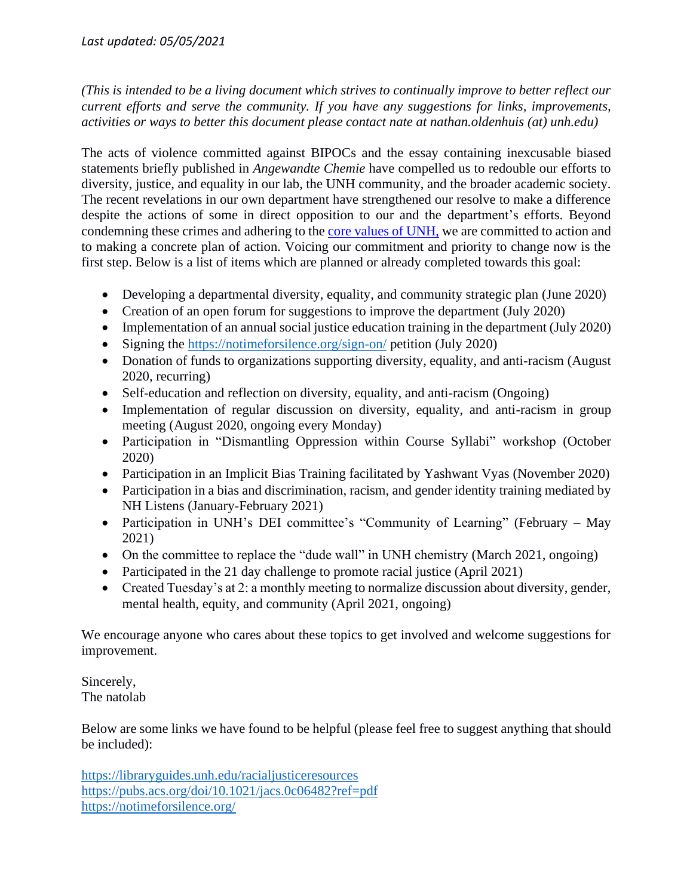*Last updated: 05/05/2021*

*(This is intended to be a living document which strives to continually improve to better reflect our current efforts and serve the community. If you have any suggestions for links, improvements, activities or ways to better this document please contact nate at nathan.oldenhuis (at) unh.edu)*

The acts of violence committed against BIPOCs and the essay containing inexcusable biased statements briefly published in *Angewandte Chemie* have compelled us to redouble our efforts to diversity, justice, and equality in our lab, the UNH community, and the broader academic society. The recent revelations in our own department have strengthened our resolve to make a difference despite the actions of some in direct opposition to our and the department's efforts. Beyond condemning these crimes and adhering to the [core values of UNH,](#) we are committed to action and to making a concrete plan of action. Voicing our commitment and priority to change now is the first step. Below is a list of items which are planned or already completed towards this goal:

- Developing a departmental diversity, equality, and community strategic plan (June 2020)
- Creation of an open forum for suggestions to improve the department (July 2020)
- Implementation of an annual social justice education training in the department (July 2020)
- Signing the https://notimeforsilence.org/sign-on/ petition (July 2020)
- Donation of funds to organizations supporting diversity, equality, and anti-racism (August 2020, recurring)
- Self-education and reflection on diversity, equality, and anti-racism (Ongoing)
- Implementation of regular discussion on diversity, equality, and anti-racism in group meeting (August 2020, ongoing every Monday)
- Participation in "Dismantling Oppression within Course Syllabi" workshop (October 2020)
- Participation in an Implicit Bias Training facilitated by Yashwant Vyas (November 2020)
- Participation in a bias and discrimination, racism, and gender identity training mediated by NH Listens (January-February 2021)
- Participation in UNH's DEI committee's "Community of Learning" (February – May 2021)
- On the committee to replace the "dude wall" in UNH chemistry (March 2021, ongoing)
- Participated in the 21 day challenge to promote racial justice (April 2021)
- Created Tuesday's at 2: a monthly meeting to normalize discussion about diversity, gender, mental health, equity, and community (April 2021, ongoing)

We encourage anyone who cares about these topics to get involved and welcome suggestions for improvement.

Sincerely,
The natolab

Below are some links we have found to be helpful (please feel free to suggest anything that should be included):

https://libraryguides.unh.edu/racialjusticeresources
https://pubs.acs.org/doi/10.1021/jacs.0c06482?ref=pdf
https://notimeforsilence.org/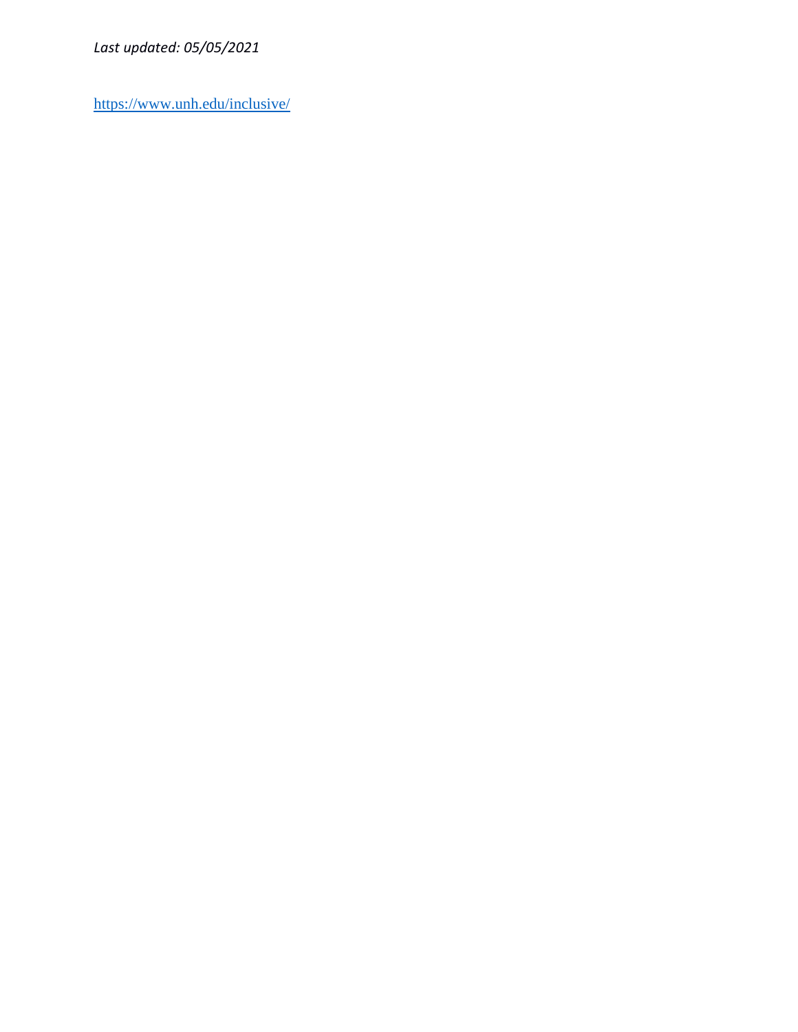*Last updated: 05/05/2021*

https://www.unh.edu/inclusive/